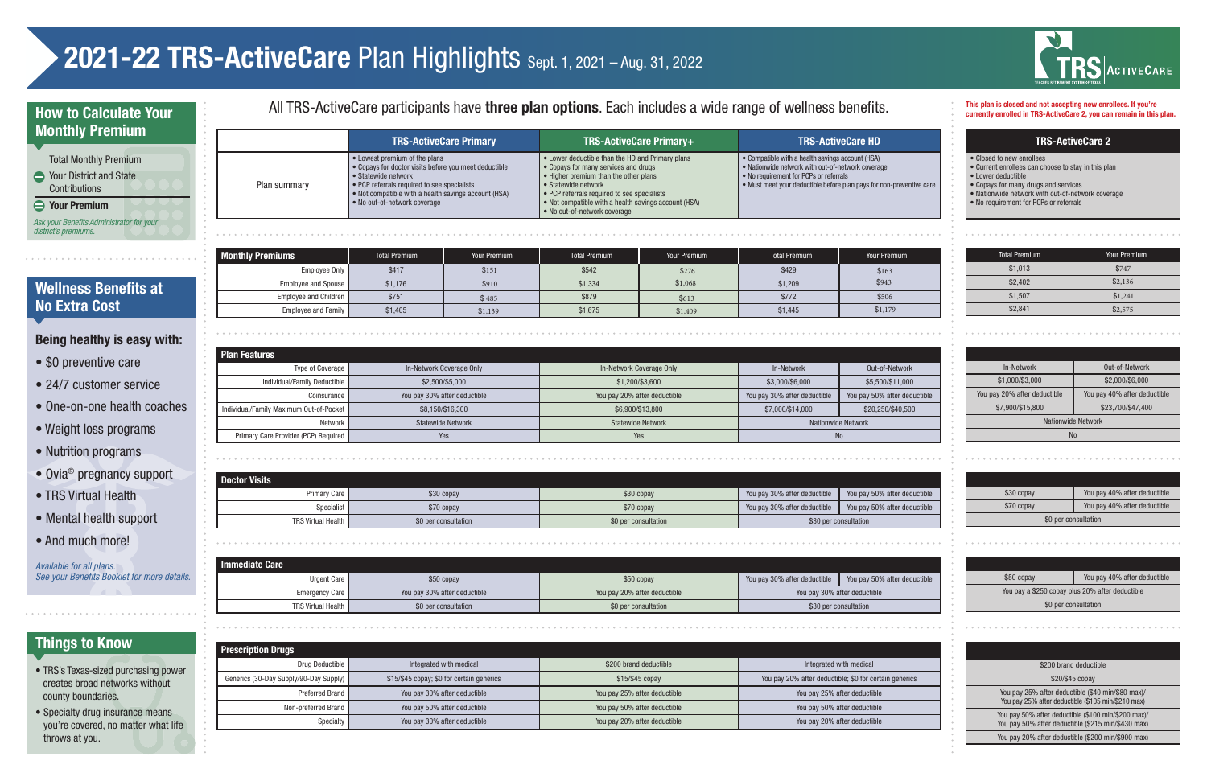# 2021-22 TRS-ActiveCare Plan Highlights Sept. 1, 2021 – Aug. 31, 2022

## How to Calculate Your Monthly Premium

Total Monthly Premium

− Your District and State Contributions

= **Your Premium**

*Ask your Benefits Administrator for your district's premiums.*

## Wellness Benefits at No Extra Cost

### Being healthy is easy with:

- $0 preventive care
- 24/7 customer service
- One-on-one health coaches
- Weight loss programs
- Nutrition programs
- Ovia® pregnancy support
- TRS Virtual Health
- Mental health support
- And much more!

*Available for all plans. See your Benefits Booklet for more details.*

## Things to Know

- TRS's Texas-sized purchasing power creates broad networks without county boundaries.
- Specialty drug insurance means you're covered, no matter what life throws at you.

All TRS-ActiveCare participants have **three plan options**. Each includes a wide range of wellness benefits.

**This plan is closed and not accepting new enrollees. If you're currently enrolled in TRS-ActiveCare 2, you can remain in this plan.**

| | TRS-ActiveCare Primary | | TRS-ActiveCare Primary+ | | TRS-ActiveCare HD | | TRS-ActiveCare 2 | |
|---|---|---|---|---|---|---|---|---|
| Plan summary | • Lowest premium of the plans<br>• Copays for doctor visits before you meet deductible<br>• Statewide network<br>• PCP referrals required to see specialists<br>• Not compatible with a health savings account (HSA)<br>• No out-of-network coverage | | • Lower deductible than the HD and Primary plans<br>• Copays for many services and drugs<br>• Higher premium than the other plans<br>• Statewide network<br>• PCP referrals required to see specialists<br>• Not compatible with a health savings account (HSA)<br>• No out-of-network coverage | | • Compatible with a health savings account (HSA)<br>• Nationwide network with out-of-network coverage<br>• No requirement for PCPs or referrals<br>• Must meet your deductible before plan pays for non-preventive care | | • Closed to new enrollees<br>• Current enrollees can choose to stay in this plan<br>• Lower deductible<br>• Copays for many services and drugs<br>• Nationwide network with out-of-network coverage<br>• No requirement for PCPs or referrals | |
| **Monthly Premiums** | Total Premium | Your Premium | Total Premium | Your Premium | Total Premium | Your Premium | Total Premium | Your Premium |
| Employee Only | $417 | $151 | $542 | $276 | $429 | $163 | $1,013 | $747 |
| Employee and Spouse | $1,176 | $910 | $1,334 | $1,068 | $1,209 | $943 | $2,402 | $2,136 |
| Employee and Children | $751 | $485 | $879 | $613 | $772 | $506 | $1,507 | $1,241 |
| Employee and Family | $1,405 | $1,139 | $1,675 | $1,409 | $1,445 | $1,179 | $2,841 | $2,575 |
| **Plan Features** | | | | | | | | |
| Type of Coverage | In-Network Coverage Only | | In-Network Coverage Only | | In-Network | Out-of-Network | In-Network | Out-of-Network |
| Individual/Family Deductible | $2,500/$5,000 | | $1,200/$3,600 | | $3,000/$6,000 | $5,500/$11,000 | $1,000/$3,000 | $2,000/$6,000 |
| Coinsurance | You pay 30% after deductible | | You pay 20% after deductible | | You pay 30% after deductible | You pay 50% after deductible | You pay 20% after deductible | You pay 40% after deductible |
| Individual/Family Maximum Out-of-Pocket | $8,150/$16,300 | | $6,900/$13,800 | | $7,000/$14,000 | $20,250/$40,500 | $7,900/$15,800 | $23,700/$47,400 |
| Network | Statewide Network | | Statewide Network | | Nationwide Network | | Nationwide Network | |
| Primary Care Provider (PCP) Required | Yes | | Yes | | No | | No | |
| **Doctor Visits** | | | | | | | | |
| Primary Care | $30 copay | | $30 copay | | You pay 30% after deductible | You pay 50% after deductible | $30 copay | You pay 40% after deductible |
| Specialist | $70 copay | | $70 copay | | You pay 30% after deductible | You pay 50% after deductible | $70 copay | You pay 40% after deductible |
| TRS Virtual Health | $0 per consultation | | $0 per consultation | | $30 per consultation | | $0 per consultation | |
| **Immediate Care** | | | | | | | | |
| Urgent Care | $50 copay | | $50 copay | | You pay 30% after deductible | You pay 50% after deductible | $50 copay | You pay 40% after deductible |
| Emergency Care | You pay 30% after deductible | | You pay 20% after deductible | | You pay 30% after deductible | | You pay a $250 copay plus 20% after deductible | |
| TRS Virtual Health | $0 per consultation | | $0 per consultation | | $30 per consultation | | $0 per consultation | |
| **Prescription Drugs** | | | | | | | | |
| Drug Deductible | Integrated with medical | | $200 brand deductible | | Integrated with medical | | $200 brand deductible | |
| Generics (30-Day Supply/90-Day Supply) | $15/$45 copay; $0 for certain generics | | $15/$45 copay | | You pay 20% after deductible; $0 for certain generics | | $20/$45 copay | |
| Preferred Brand | You pay 30% after deductible | | You pay 25% after deductible | | You pay 25% after deductible | | You pay 25% after deductible ($40 min/$80 max)/<br>You pay 25% after deductible ($105 min/$210 max) | |
| Non-preferred Brand | You pay 50% after deductible | | You pay 50% after deductible | | You pay 50% after deductible | | You pay 50% after deductible ($100 min/$200 max)/<br>You pay 50% after deductible ($215 min/$430 max) | |
| Specialty | You pay 30% after deductible | | You pay 20% after deductible | | You pay 20% after deductible | | You pay 20% after deductible ($200 min/$900 max) | |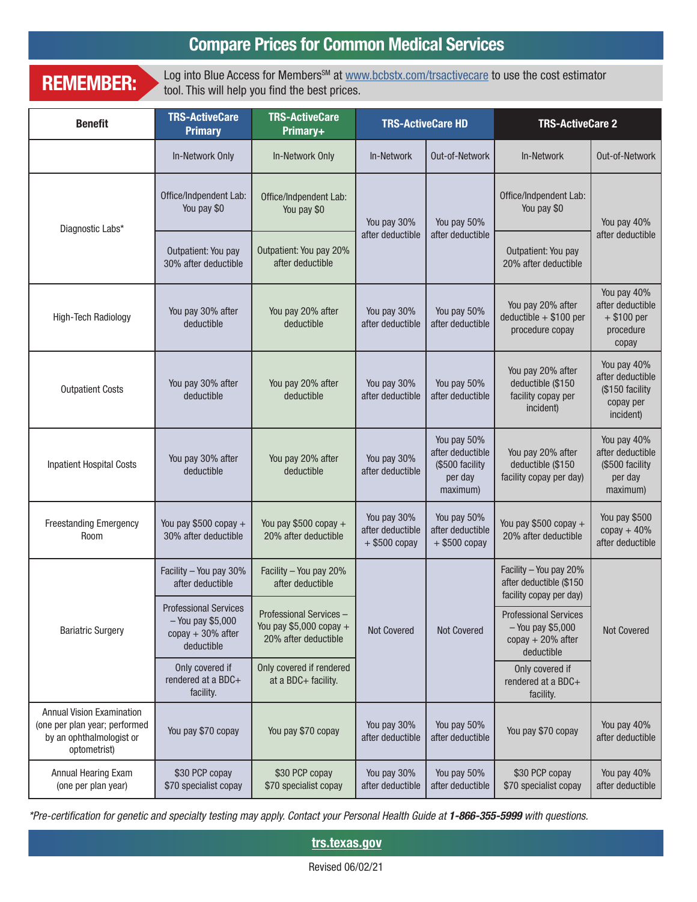# Compare Prices for Common Medical Services

**REMEMBER:** Log into Blue Access for Members[SM] at www.bcbstx.com/trsactivecare to use the cost estimator tool. This will help you find the best prices.

| Benefit | TRS-ActiveCare Primary | TRS-ActiveCare Primary+ | TRS-ActiveCare HD | | TRS-ActiveCare 2 | |
|---|---|---|---|---|---|---|
| | In-Network Only | In-Network Only | In-Network | Out-of-Network | In-Network | Out-of-Network |
| Diagnostic Labs* | Office/Indpendent Lab: You pay $0<br>Outpatient: You pay 30% after deductible | Office/Indpendent Lab: You pay $0<br>Outpatient: You pay 20% after deductible | You pay 30% after deductible | You pay 50% after deductible | Office/Indpendent Lab: You pay $0<br>Outpatient: You pay 20% after deductible | You pay 40% after deductible |
| High-Tech Radiology | You pay 30% after deductible | You pay 20% after deductible | You pay 30% after deductible | You pay 50% after deductible | You pay 20% after deductible + $100 per procedure copay | You pay 40% after deductible + $100 per procedure copay |
| Outpatient Costs | You pay 30% after deductible | You pay 20% after deductible | You pay 30% after deductible | You pay 50% after deductible | You pay 20% after deductible ($150 facility copay per incident) | You pay 40% after deductible ($150 facility copay per incident) |
| Inpatient Hospital Costs | You pay 30% after deductible | You pay 20% after deductible | You pay 30% after deductible | You pay 50% after deductible ($500 facility per day maximum) | You pay 20% after deductible ($150 facility copay per day) | You pay 40% after deductible ($500 facility per day maximum) |
| Freestanding Emergency Room | You pay $500 copay + 30% after deductible | You pay $500 copay + 20% after deductible | You pay 30% after deductible + $500 copay | You pay 50% after deductible + $500 copay | You pay $500 copay + 20% after deductible | You pay $500 copay + 40% after deductible |
| Bariatric Surgery | Facility – You pay 30% after deductible<br>Professional Services – You pay $5,000 copay + 30% after deductible<br>Only covered if rendered at a BDC+ facility. | Facility – You pay 20% after deductible<br>Professional Services – You pay $5,000 copay + 20% after deductible<br>Only covered if rendered at a BDC+ facility. | Not Covered | Not Covered | Facility – You pay 20% after deductible ($150 facility copay per day)<br>Professional Services – You pay $5,000 copay + 20% after deductible<br>Only covered if rendered at a BDC+ facility. | Not Covered |
| Annual Vision Examination (one per plan year; performed by an ophthalmologist or optometrist) | You pay $70 copay | You pay $70 copay | You pay 30% after deductible | You pay 50% after deductible | You pay $70 copay | You pay 40% after deductible |
| Annual Hearing Exam (one per plan year) | $30 PCP copay<br>$70 specialist copay | $30 PCP copay<br>$70 specialist copay | You pay 30% after deductible | You pay 50% after deductible | $30 PCP copay<br>$70 specialist copay | You pay 40% after deductible |

*\*Pre-certification for genetic and specialty testing may apply. Contact your Personal Health Guide at **1-866-355-5999** with questions.*

**trs.texas.gov**

Revised 06/02/21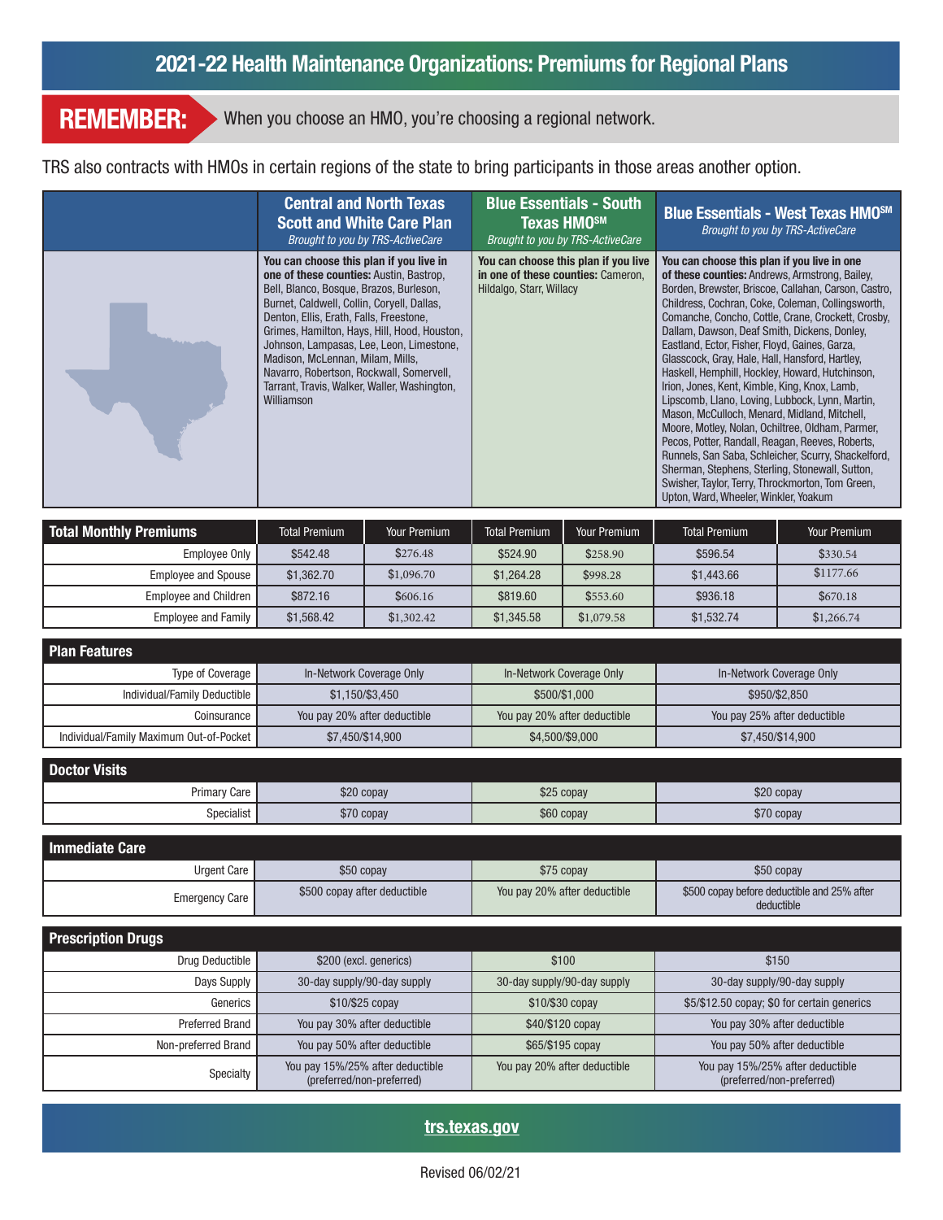# 2021-22 Health Maintenance Organizations: Premiums for Regional Plans

**REMEMBER:** When you choose an HMO, you're choosing a regional network.

TRS also contracts with HMOs in certain regions of the state to bring participants in those areas another option.

| | Central and North Texas Scott and White Care Plan *Brought to you by TRS-ActiveCare* | Blue Essentials - South Texas HMO℠ *Brought to you by TRS-ActiveCare* | Blue Essentials - West Texas HMO℠ *Brought to you by TRS-ActiveCare* |
|---|---|---|---|
| | **You can choose this plan if you live in one of these counties:** Austin, Bastrop, Bell, Blanco, Bosque, Brazos, Burleson, Burnet, Caldwell, Collin, Coryell, Dallas, Denton, Ellis, Erath, Falls, Freestone, Grimes, Hamilton, Hays, Hill, Hood, Houston, Johnson, Lampasas, Lee, Leon, Limestone, Madison, McLennan, Milam, Mills, Navarro, Robertson, Rockwall, Somervell, Tarrant, Travis, Walker, Waller, Washington, Williamson | **You can choose this plan if you live in one of these counties:** Cameron, Hildalgo, Starr, Willacy | **You can choose this plan if you live in one of these counties:** Andrews, Armstrong, Bailey, Borden, Brewster, Briscoe, Callahan, Carson, Castro, Childress, Cochran, Coke, Coleman, Collingsworth, Comanche, Concho, Cottle, Crane, Crockett, Crosby, Dallam, Dawson, Deaf Smith, Dickens, Donley, Eastland, Ector, Fisher, Floyd, Gaines, Garza, Glasscock, Gray, Hale, Hall, Hansford, Hartley, Haskell, Hemphill, Hockley, Howard, Hutchinson, Irion, Jones, Kent, Kimble, King, Knox, Lamb, Lipscomb, Llano, Loving, Lubbock, Lynn, Martin, Mason, McCulloch, Menard, Midland, Mitchell, Moore, Motley, Nolan, Ochiltree, Oldham, Parmer, Pecos, Potter, Randall, Reagan, Reeves, Roberts, Runnels, San Saba, Schleicher, Scurry, Shackelford, Sherman, Stephens, Sterling, Stonewall, Sutton, Swisher, Taylor, Terry, Throckmorton, Tom Green, Upton, Ward, Wheeler, Winkler, Yoakum |

| Total Monthly Premiums | Total Premium | Your Premium | Total Premium | Your Premium | Total Premium | Your Premium |
|---|---|---|---|---|---|---|
| Employee Only | $542.48 | $276.48 | $524.90 | $258.90 | $596.54 | $330.54 |
| Employee and Spouse | $1,362.70 | $1,096.70 | $1,264.28 | $998.28 | $1,443.66 | $1177.66 |
| Employee and Children | $872.16 | $606.16 | $819.60 | $553.60 | $936.18 | $670.18 |
| Employee and Family | $1,568.42 | $1,302.42 | $1,345.58 | $1,079.58 | $1,532.74 | $1,266.74 |

| Plan Features | | | |
|---|---|---|---|
| Type of Coverage | In-Network Coverage Only | In-Network Coverage Only | In-Network Coverage Only |
| Individual/Family Deductible | $1,150/$3,450 | $500/$1,000 | $950/$2,850 |
| Coinsurance | You pay 20% after deductible | You pay 20% after deductible | You pay 25% after deductible |
| Individual/Family Maximum Out-of-Pocket | $7,450/$14,900 | $4,500/$9,000 | $7,450/$14,900 |

| Doctor Visits | | | |
|---|---|---|---|
| Primary Care | $20 copay | $25 copay | $20 copay |
| Specialist | $70 copay | $60 copay | $70 copay |

| Immediate Care | | | |
|---|---|---|---|
| Urgent Care | $50 copay | $75 copay | $50 copay |
| Emergency Care | $500 copay after deductible | You pay 20% after deductible | $500 copay before deductible and 25% after deductible |

| Prescription Drugs | | | |
|---|---|---|---|
| Drug Deductible | $200 (excl. generics) | $100 | $150 |
| Days Supply | 30-day supply/90-day supply | 30-day supply/90-day supply | 30-day supply/90-day supply |
| Generics | $10/$25 copay | $10/$30 copay | $5/$12.50 copay; $0 for certain generics |
| Preferred Brand | You pay 30% after deductible | $40/$120 copay | You pay 30% after deductible |
| Non-preferred Brand | You pay 50% after deductible | $65/$195 copay | You pay 50% after deductible |
| Specialty | You pay 15%/25% after deductible (preferred/non-preferred) | You pay 20% after deductible | You pay 15%/25% after deductible (preferred/non-preferred) |

**trs.texas.gov**

Revised 06/02/21